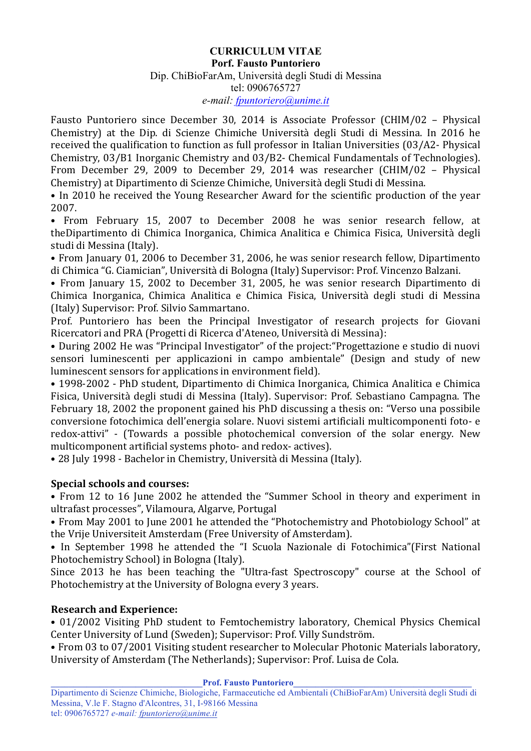**CURRICULUM VITAE**
**Porf. Fausto Puntoriero**
Dip. ChiBioFarAm, Università degli Studi di Messina
tel: 0906765727
*e-mail: fpuntoriero@unime.it*

Fausto Puntoriero since December 30, 2014 is Associate Professor (CHIM/02 – Physical Chemistry) at the Dip. di Scienze Chimiche Università degli Studi di Messina. In 2016 he received the qualification to function as full professor in Italian Universities (03/A2- Physical Chemistry, 03/B1 Inorganic Chemistry and 03/B2- Chemical Fundamentals of Technologies). From December 29, 2009 to December 29, 2014 was researcher (CHIM/02 – Physical Chemistry) at Dipartimento di Scienze Chimiche, Università degli Studi di Messina.

- In 2010 he received the Young Researcher Award for the scientific production of the year 2007.
- From February 15, 2007 to December 2008 he was senior research fellow, at theDipartimento di Chimica Inorganica, Chimica Analitica e Chimica Fisica, Università degli studi di Messina (Italy).
- From January 01, 2006 to December 31, 2006, he was senior research fellow, Dipartimento di Chimica "G. Ciamician", Università di Bologna (Italy) Supervisor: Prof. Vincenzo Balzani.
- From January 15, 2002 to December 31, 2005, he was senior research Dipartimento di Chimica Inorganica, Chimica Analitica e Chimica Fisica, Università degli studi di Messina (Italy) Supervisor: Prof. Silvio Sammartano.

Prof. Puntoriero has been the Principal Investigator of research projects for Giovani Ricercatori and PRA (Progetti di Ricerca d'Ateneo, Università di Messina):

- During 2002 He was "Principal Investigator" of the project:"Progettazione e studio di nuovi sensori luminescenti per applicazioni in campo ambientale" (Design and study of new luminescent sensors for applications in environment field).
- 1998-2002 - PhD student, Dipartimento di Chimica Inorganica, Chimica Analitica e Chimica Fisica, Università degli studi di Messina (Italy). Supervisor: Prof. Sebastiano Campagna. The February 18, 2002 the proponent gained his PhD discussing a thesis on: "Verso una possibile conversione fotochimica dell'energia solare. Nuovi sistemi artificiali multicomponenti foto- e redox-attivi" - (Towards a possible photochemical conversion of the solar energy. New multicomponent artificial systems photo- and redox- actives).
- 28 July 1998 - Bachelor in Chemistry, Università di Messina (Italy).

## Special schools and courses:

- From 12 to 16 June 2002 he attended the "Summer School in theory and experiment in ultrafast processes", Vilamoura, Algarve, Portugal
- From May 2001 to June 2001 he attended the "Photochemistry and Photobiology School" at the Vrije Universiteit Amsterdam (Free University of Amsterdam).
- In September 1998 he attended the "I Scuola Nazionale di Fotochimica"(First National Photochemistry School) in Bologna (Italy).

Since 2013 he has been teaching the "Ultra-fast Spectroscopy" course at the School of Photochemistry at the University of Bologna every 3 years.

## Research and Experience:

- 01/2002 Visiting PhD student to Femtochemistry laboratory, Chemical Physics Chemical Center University of Lund (Sweden); Supervisor: Prof. Villy Sundström.
- From 03 to 07/2001 Visiting student researcher to Molecular Photonic Materials laboratory, University of Amsterdam (The Netherlands); Supervisor: Prof. Luisa de Cola.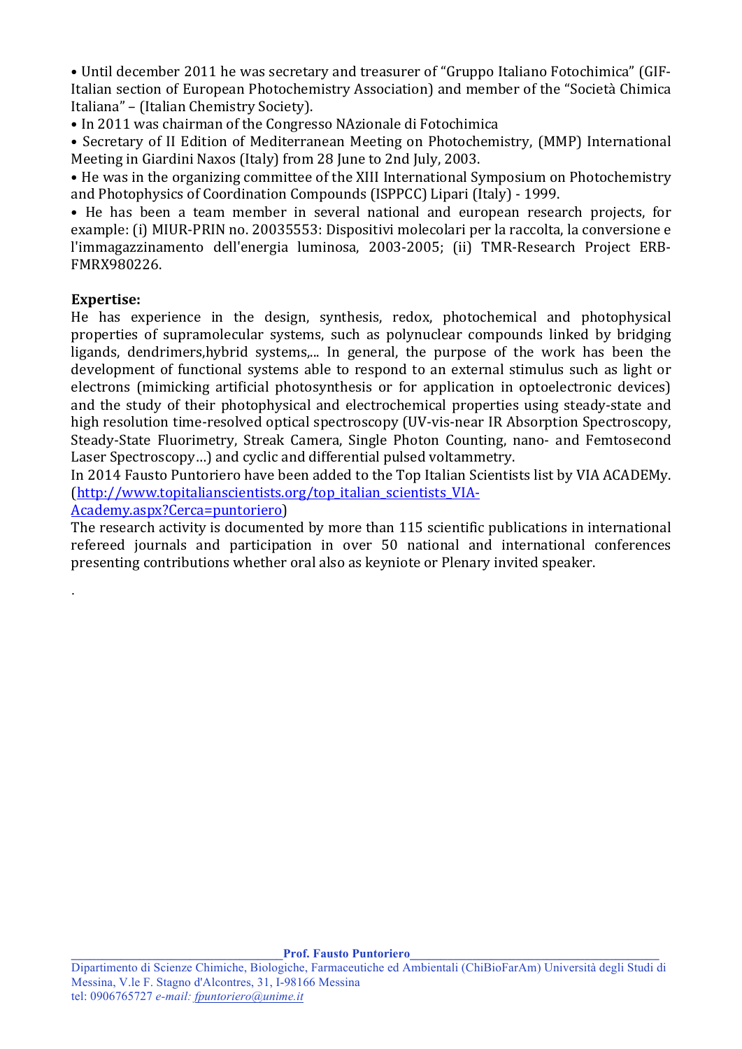- Until december 2011 he was secretary and treasurer of "Gruppo Italiano Fotochimica" (GIF-Italian section of European Photochemistry Association) and member of the "Società Chimica Italiana" – (Italian Chemistry Society).
- In 2011 was chairman of the Congresso NAzionale di Fotochimica
- Secretary of II Edition of Mediterranean Meeting on Photochemistry, (MMP) International Meeting in Giardini Naxos (Italy) from 28 June to 2nd July, 2003.
- He was in the organizing committee of the XIII International Symposium on Photochemistry and Photophysics of Coordination Compounds (ISPPCC) Lipari (Italy) - 1999.
- He has been a team member in several national and european research projects, for example: (i) MIUR-PRIN no. 20035553: Dispositivi molecolari per la raccolta, la conversione e l'immagazzinamento dell'energia luminosa, 2003-2005; (ii) TMR-Research Project ERB-FMRX980226.

**Expertise:**

He has experience in the design, synthesis, redox, photochemical and photophysical properties of supramolecular systems, such as polynuclear compounds linked by bridging ligands, dendrimers,hybrid systems,... In general, the purpose of the work has been the development of functional systems able to respond to an external stimulus such as light or electrons (mimicking artificial photosynthesis or for application in optoelectronic devices) and the study of their photophysical and electrochemical properties using steady-state and high resolution time-resolved optical spectroscopy (UV-vis-near IR Absorption Spectroscopy, Steady-State Fluorimetry, Streak Camera, Single Photon Counting, nano- and Femtosecond Laser Spectroscopy…) and cyclic and differential pulsed voltammetry.

In 2014 Fausto Puntoriero have been added to the Top Italian Scientists list by VIA ACADEMy. (http://www.topitalianscientists.org/top_italian_scientists_VIA-Academy.aspx?Cerca=puntoriero)

The research activity is documented by more than 115 scientific publications in international refereed journals and participation in over 50 national and international conferences presenting contributions whether oral also as keyniote or Plenary invited speaker.

.